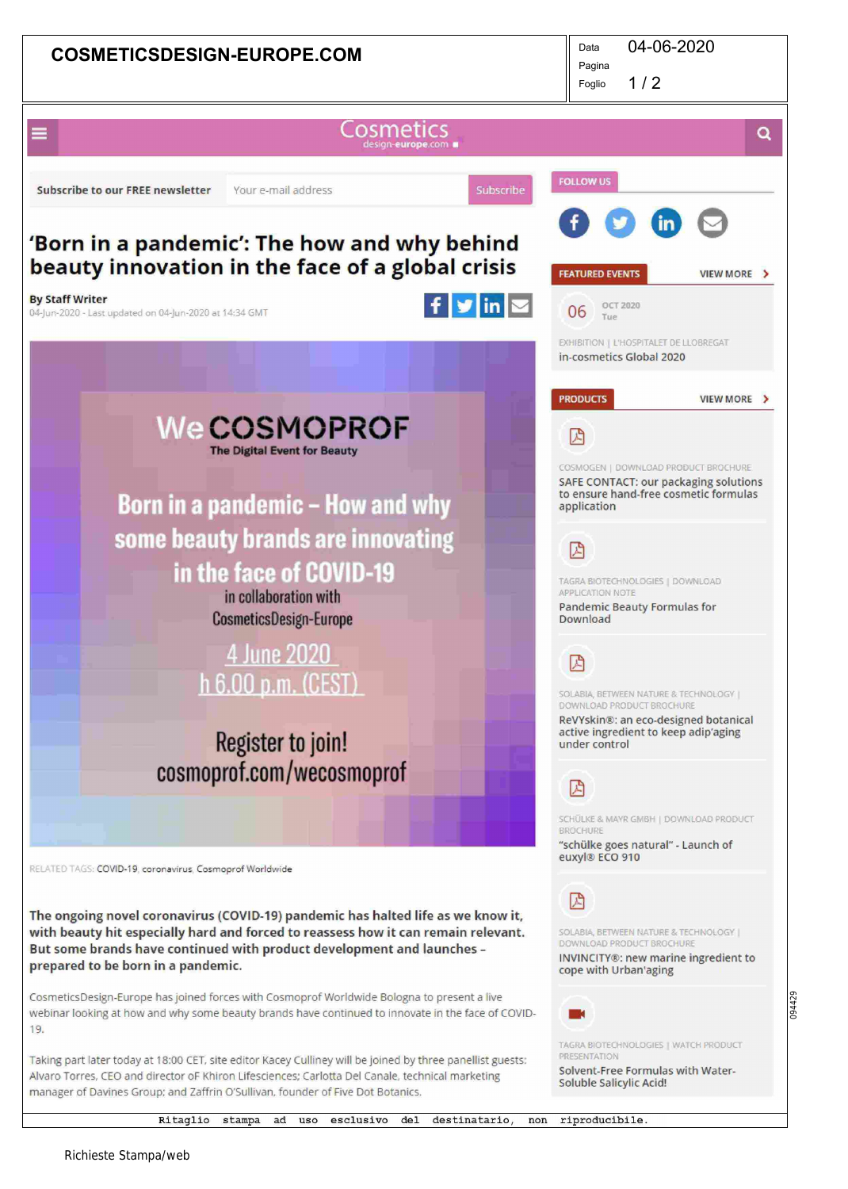COSMETICSDESIGN-EUROPE.COM

Data 04-06-2020
Pagina
Foglio 1 / 2

Cosmetics design-europe.com

Subscribe to our FREE newsletter | Your e-mail address | Subscribe

# 'Born in a pandemic': The how and why behind beauty innovation in the face of a global crisis

**By Staff Writer**
04-Jun-2020 - Last updated on 04-Jun-2020 at 14:34 GMT

We COSMOPROF
The Digital Event for Beauty

Born in a pandemic – How and why some beauty brands are innovating in the face of COVID-19
in collaboration with CosmeticsDesign-Europe

4 June 2020
h 6.00 p.m. (CEST)

Register to join!
cosmoprof.com/wecosmoprof

RELATED TAGS: COVID-19, coronavirus, Cosmoprof Worldwide

**The ongoing novel coronavirus (COVID-19) pandemic has halted life as we know it, with beauty hit especially hard and forced to reassess how it can remain relevant. But some brands have continued with product development and launches – prepared to be born in a pandemic.**

CosmeticsDesign-Europe has joined forces with Cosmoprof Worldwide Bologna to present a live webinar looking at how and why some beauty brands have continued to innovate in the face of COVID-19.

Taking part later today at 18:00 CET, site editor Kacey Culliney will be joined by three panellist guests: Alvaro Torres, CEO and director oF Khiron Lifesciences; Carlotta Del Canale, technical marketing manager of Davines Group; and Zaffrin O'Sullivan, founder of Five Dot Botanics.

FOLLOW US

FEATURED EVENTS — VIEW MORE

06 OCT 2020 Tue
EXHIBITION | L'HOSPITALET DE LLOBREGAT
in-cosmetics Global 2020

PRODUCTS — VIEW MORE

COSMOGEN | DOWNLOAD PRODUCT BROCHURE
SAFE CONTACT: our packaging solutions to ensure hand-free cosmetic formulas application

TAGRA BIOTECHNOLOGIES | DOWNLOAD APPLICATION NOTE
Pandemic Beauty Formulas for Download

SOLABIA, BETWEEN NATURE & TECHNOLOGY | DOWNLOAD PRODUCT BROCHURE
ReVYskin®: an eco-designed botanical active ingredient to keep adip'aging under control

SCHÜLKE & MAYR GMBH | DOWNLOAD PRODUCT BROCHURE
"schülke goes natural" - Launch of euxyl® ECO 910

SOLABIA, BETWEEN NATURE & TECHNOLOGY | DOWNLOAD PRODUCT BROCHURE
INVINCITY®: new marine ingredient to cope with Urban'aging

TAGRA BIOTECHNOLOGIES | WATCH PRODUCT PRESENTATION
Solvent-Free Formulas with Water-Soluble Salicylic Acid!

Ritaglio stampa ad uso esclusivo del destinatario, non riproducibile.

Richieste Stampa/web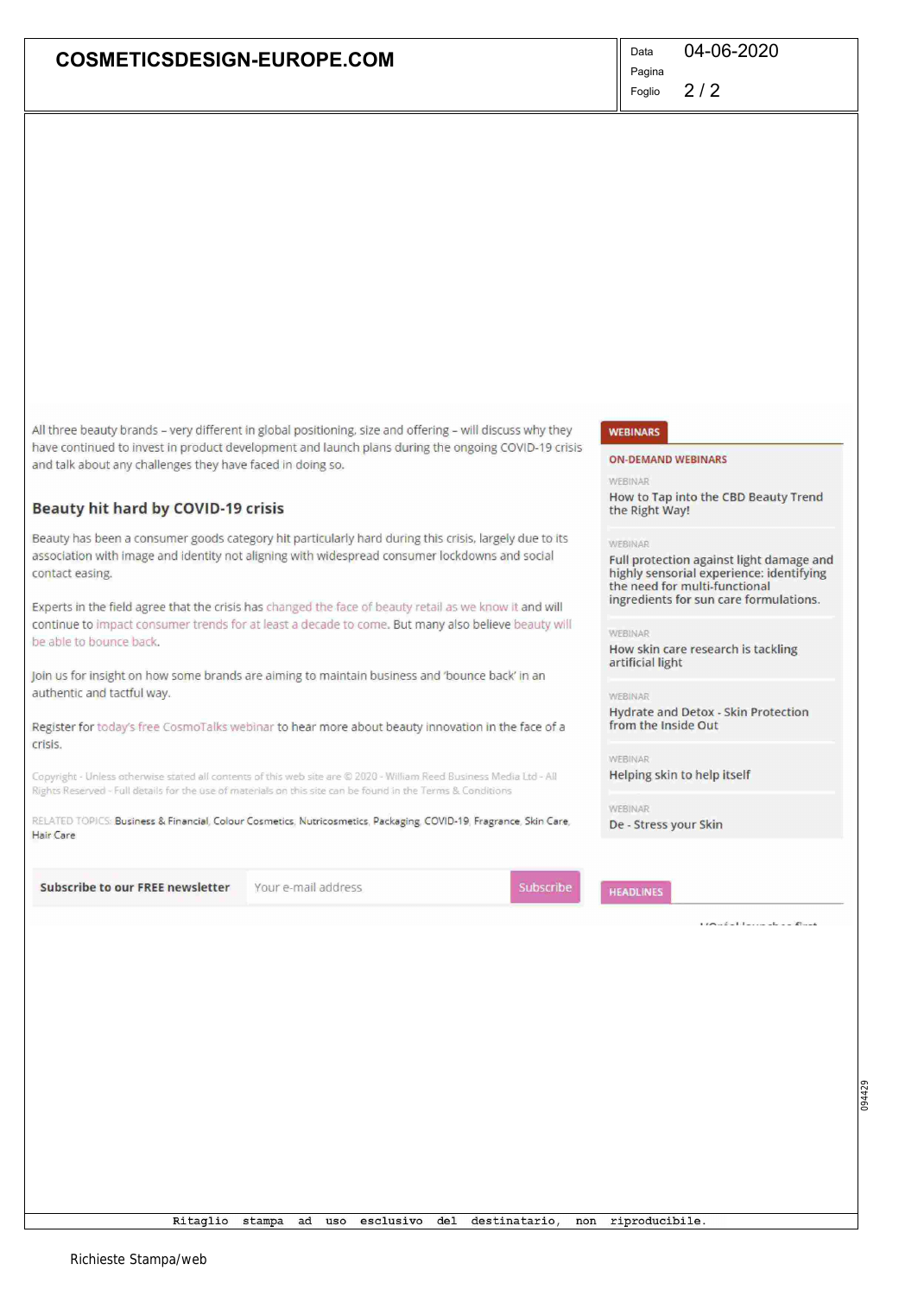All three beauty brands – very different in global positioning, size and offering – will discuss why they have continued to invest in product development and launch plans during the ongoing COVID-19 crisis and talk about any challenges they have faced in doing so.

## Beauty hit hard by COVID-19 crisis

Beauty has been a consumer goods category hit particularly hard during this crisis, largely due to its association with image and identity not aligning with widespread consumer lockdowns and social contact easing.

Experts in the field agree that the crisis has changed the face of beauty retail as we know it and will continue to impact consumer trends for at least a decade to come. But many also believe beauty will be able to bounce back.

Join us for insight on how some brands are aiming to maintain business and 'bounce back' in an authentic and tactful way.

Register for today's free CosmoTalks webinar to hear more about beauty innovation in the face of a crisis.

Copyright - Unless otherwise stated all contents of this web site are © 2020 - William Reed Business Media Ltd - All Rights Reserved - Full details for the use of materials on this site can be found in the Terms & Conditions

RELATED TOPICS: Business & Financial, Colour Cosmetics, Nutricosmetics, Packaging, COVID-19, Fragrance, Skin Care, Hair Care

**Subscribe to our FREE newsletter** Your e-mail address Subscribe

**WEBINARS**

**ON-DEMAND WEBINARS**

WEBINAR
How to Tap into the CBD Beauty Trend the Right Way!

WEBINAR
Full protection against light damage and highly sensorial experience: identifying the need for multi-functional ingredients for sun care formulations.

WEBINAR
How skin care research is tackling artificial light

WEBINAR
Hydrate and Detox - Skin Protection from the Inside Out

WEBINAR
Helping skin to help itself

WEBINAR
De - Stress your Skin

**HEADLINES**

Ritaglio stampa ad uso esclusivo del destinatario, non riproducibile.

Richieste Stampa/web